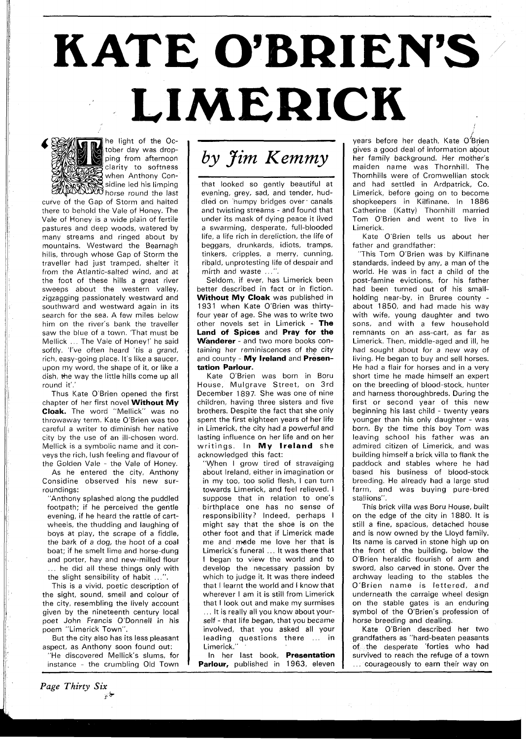# KATE O'BRIEN'S LIMERICK

*by Jim Kemmy*

The light of the October day was dropping from afternoon clarity to softness when Anthony Considine led his limping horse round the last curve of the Gap of Storm and halted there to behold the Vale of Honey. The Vale of Honey is a wide plain of fertile pastures and deep woods, watered by many streams and ringed about by mountains. Westward the Bearnagh hills, through whose Gap of Storm the traveller had just tramped, shelter it from the Atlantic-salted wind, and at the foot of these hills a great river sweeps about the western valley, zigzagging passionately westward and southward and westward again in its search for the sea. A few miles below him on the river's bank the traveller saw the blue of a town. 'That must be Mellick ... The Vale of Honey!' he said softly. 'I've often heard 'tis a grand, rich, easy-going place. It's like a saucer, upon my word, the shape of it, or like a dish, the way the little hills come up all round it'.'

Thus Kate O'Brien opened the first chapter of her first novel **Without My Cloak.** The word "Mellick" was no throwaway term. Kate O'Brien was too careful a writer to diminish her native city by the use of an ill-chosen word. Mellick is a symbolic name and it conveys the rich, lush feeling and flavour of the Golden Vale - the Vale of Honey.

As he entered the city, Anthony Considine observed his new surroundings:

"Anthony splashed along the puddled footpath; if he perceived the gentle evening, if he heard the rattle of cart-wheels, the thudding and laughing of boys at play, the scrape of a fiddle, the bark of a dog, the hoot of a coal boat; if he smelt lime and horse-dung and porter, hay and new-milled flour ... he did all these things only with the slight sensibility of habit ...".

This is a vivid, poetic description of the sight, sound, smell and colour of the city, resembling the lively account given by the nineteenth century local poet John Francis O'Donnell in his poem "Limerick Town".

But the city also has its less pleasant aspect, as Anthony soon found out:

"He discovered Mellick's slums, for instance - the crumbling Old Town that looked so gently beautiful at evening, grey, sad, and tender, huddled on humpy bridges over canals and twisting streams - and found that under its mask of dying peace it lived a swarming, desperate, full-blooded life, a life rich in dereliction, the life of beggars, drunkards, idiots, tramps, tinkers, cripples, a merry, cunning, ribald, unprotesting life of despair and mirth and waste ...".

Seldom, if ever, has Limerick been better described in fact or in fiction. **Without My Cloak** was published in 1931 when Kate O'Brien was thirty-four year of age. She was to write two other novels set in Limerick - **The Land of Spices** and **Pray for the Wanderer** - and two more books containing her reminiscences of the city and county - **My Ireland** and **Presentation Parlour.**

Kate O'Brien was born in Boru House, Mulgrave Street, on 3rd December 1897. She was one of nine children, having three sisters and five brothers. Despite the fact that she only spent the first eighteen years of her life in Limerick, the city had a powerful and lasting influence on her life and on her writings. In **My Ireland** she acknowledged this fact:

"When I grow tired of stravaiging about Ireland, either in imagination or in my too, too solid flesh, I can turn towards Limerick, and feel relieved. I suppose that in relation to one's birthplace one has no sense of responsibility? Indeed, perhaps I might say that the shoe is on the other foot and that if Limerick made me and made me love her that is Limerick's funeral ... It was there that I began to view the world and to develop the necessary passion by which to judge it. It was there indeed that I learnt the world and I know that wherever I am it is still from Limerick that I look out and make my surmises ... It is really all you know about yourself - that life began, that you became involved, that you asked all your leading questions there ... in Limerick."

In her last book, **Presentation Parlour,** published in 1963, eleven years before her death, Kate O'Brien gives a good deal of information about her family background. Her mother's maiden name was Thornhill. The Thornhills were of Cromwellian stock and had settled in Ardpatrick, Co. Limerick, before going on to become shopkeepers in Kilfinane. In 1886 Catherine (Katty) Thornhill married Tom O'Brien and went to live in Limerick.

Kate O'Brien tells us about her father and grandfather:

"This Tom O'Brien was by Kilfinane standards, indeed by any, a man of the world. He was in fact a child of the post-famine evictions, for his father had been turned out of his small-holding near-by, in Bruree county - about 1850, and had made his way with wife, young daughter and two sons, and with a few household remnants on an ass-cart, as far as Limerick. Then, middle-aged and ill, he had sought about for a new way of living. He began to buy and sell horses. He had a flair for horses and in a very short time he made himself an expert on the breeding of blood-stock, hunter and harness thoroughbreds. During the first or second year of this new beginning his last child - twenty years younger than his only daughter - was born. By the time this boy Tom was leaving school his father was an admired citizen of Limerick, and was building himself a brick villa to flank the paddock and stables where he had based his business of blood-stock breeding. He already had a large stud farm, and was buying pure-bred stallions".

This brick villa was Boru House, built on the edge of the city in 1880. It is still a fine, spacious, detached house and is now owned by the Lloyd family. Its name is carved in stone high up on the front of the building, below the O'Brien heraldic flourish of arm and sword, also carved in stone. Over the archway leading to the stables the O'Brien name is lettered, and underneath the carraige wheel design on the stable gates is an enduring symbol of the O'Brien's profession of horse breeding and dealing.

Kate O'Brien described her two grandfathers as "hard-beaten peasants of the desperate 'forties who had survived to reach the refuge of a town ... courageously to earn their way on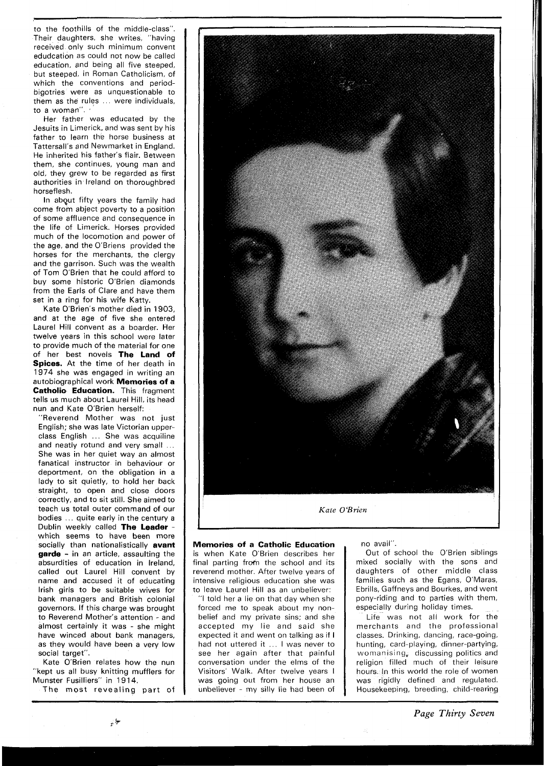to the foothills of the middle-class". Their daughters, she writes, "having received only such minimum convent edudcation as could not now be called education, and being all five steeped, but steeped, in Roman Catholicism, of which the conventions and period-bigotries were as unquestionable to them as the rules ... were individuals, to a woman".

Her father was educated by the Jesuits in Limerick, and was sent by his father to learn the horse business at Tattersall's and Newmarket in England. He inherited his father's flair. Between them, she continues, young man and old, they grew to be regarded as first authorities in Ireland on thoroughbred horseflesh.

In about fifty years the family had come from abject poverty to a position of some affluence and consequence in the life of Limerick. Horses provided much of the locomotion and power of the age, and the O'Briens provided the horses for the merchants, the clergy and the garrison. Such was the wealth of Tom O'Brien that he could afford to buy some historic O'Brien diamonds from the Earls of Clare and have them set in a ring for his wife Katty.

Kate O'Brien's mother died in 1903, and at the age of five she entered Laurel Hill convent as a boarder. Her twelve years in this school were later to provide much of the material for one of her best novels **The Land of Spices.** At the time of her death in 1974 she was engaged in writing an autobiographical work **Memories of a Catholic Education.** This fragment tells us much about Laurel Hill, its head nun and Kate O'Brien herself:

"Reverend Mother was not just English; she was late Victorian upper-class English ... She was acquiline and neatly rotund and very small ... She was in her quiet way an almost fanatical instructor in behaviour or deportment, on the obligation in a lady to sit quietly, to hold her back straight, to open and close doors correctly, and to sit still. She aimed to teach us total outer command of our bodies ... quite early in the century a Dublin weekly called **The Leader** - which seems to have been more socially than nationalistically **avant garde** - in an article, assaulting the absurdities of education in Ireland, called out Laurel Hill convent by name and accused it of educating Irish girls to be suitable wives for bank managers and British colonial governors. If this charge was brought to Reverend Mother's attention - and almost certainly it was - she might have winced about bank managers, as they would have been a very low social target".

Kate O'Brien relates how the nun "kept us all busy knitting mufflers for Munster Fusilliers" in 1914.

The most revealing part of **Memories of a Catholic Education** is when Kate O'Brien describes her final parting from the school and its reverend mother. After twelve years of intensive religious education she was to leave Laurel Hill as an unbeliever:

"I told her a lie on that day when she forced me to speak about my non-belief and my private sins; and she accepted my lie and said she expected it and went on talking as if I had not uttered it ... I was never to see her again after that painful conversation under the elms of the Visitors' Walk. After twelve years I was going out from her house an unbeliever - my silly lie had been of no avail".

Out of school the O'Brien siblings mixed socially with the sons and daughters of other middle class families such as the Egans, O'Maras, Ebrills, Gaffneys and Bourkes, and went pony-riding and to parties with them, especially during holiday times.

Life was not all work for the merchants and the professional classes. Drinking, dancing, race-going, hunting, card-playing, dinner-partying, womanising, discussing politics and religion filled much of their leisure hours. In this world the role of women was rigidly defined and regulated. Housekeeping, breeding, child-rearing

*Kate O'Brien*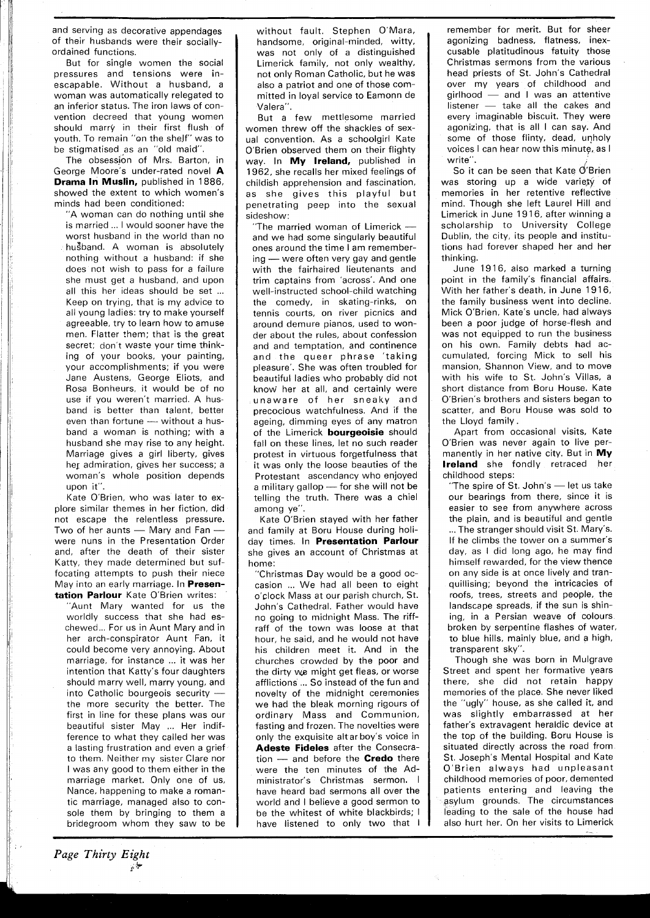and serving as decorative appendages of their husbands were their socially-ordained functions.

But for single women the social pressures and tensions were inescapable. Without a husband, a woman was automatically relegated to an inferior status. The iron laws of convention decreed that young women should marry in their first flush of youth. To remain "on the shelf" was to be stigmatised as an "old maid".

The obsession of Mrs. Barton, in George Moore's under-rated novel **A Drama In Muslin,** published in 1886, showed the extent to which women's minds had been conditioned:

"A woman can do nothing until she is married ... I would sooner have the worst husband in the world than no husband. A woman is absolutely nothing without a husband: if she does not wish to pass for a failure she must get a husband, and upon all this her ideas should be set ... Keep on trying, that is my advice to all young ladies: try to make yourself agreeable, try to learn how to amuse men. Flatter them; that is the great secret; don't waste your time thinking of your books, your painting, your accomplishments; if you were Jane Austens, George Eliots, and Rosa Bonheurs, it would be of no use if you weren't married. A husband is better than talent, better even than fortune — without a husband a woman is nothing; with a husband she may rise to any height. Marriage gives a girl liberty, gives her admiration, gives her success; a woman's whole position depends upon it".

Kate O'Brien, who was later to explore similar themes in her fiction, did not escape the relentless pressure. Two of her aunts — Mary and Fan — were nuns in the Presentation Order and, after the death of their sister Katty, they made determined but suffocating attempts to push their niece May into an early marriage. In **Presentation Parlour** Kate O'Brien writes:

"Aunt Mary wanted for us the worldly success that she had eschewed... For us in Aunt Mary and in her arch-conspirator Aunt Fan, it could become very annoying. About marriage, for instance ... it was her intention that Katty's four daughters should marry well, marry young, and into Catholic bourgeois security — the more security the better. The first in line for these plans was our beautiful sister May ... Her indifference to what they called her was a lasting frustration and even a grief to them. Neither my sister Clare nor I was any good to them either in the marriage market. Only one of us, Nance, happening to make a romantic marriage, managed also to console them by bringing to them a bridegroom whom they saw to be without fault. Stephen O'Mara, handsome, original-minded, witty, was not only of a distinguished Limerick family, not only wealthy, not only Roman Catholic, but he was also a patriot and one of those committed in loyal service to Eamonn de Valera".

But a few mettlesome married women threw off the shackles of sexual convention. As a schoolgirl Kate O'Brien observed them on their flighty way. In **My Ireland,** published in 1962, she recalls her mixed feelings of childish apprehension and fascination, as she gives this playful but penetrating peep into the sexual sideshow:

"The married woman of Limerick — and we had some singularly beautiful ones around the time I am remembering — were often very gay and gentle with the fairhaired lieutenants and trim captains from 'across'. And one well-instructed school-child watching the comedy, in skating-rinks, on tennis courts, on river picnics and around demure pianos, used to wonder about the rules, about confession and and temptation, and continence and the queer phrase 'taking pleasure'. She was often troubled for beautiful ladies who probably did not know her at all, and certainly were unaware of her sneaky and precocious watchfulness. And if the ageing, dimming eyes of any matron of the Limerick **bourgeoisie** should fall on these lines, let no such reader protest in virtuous forgetfulness that it was only the loose beauties of the Protestant ascendancy who enjoyed a military gallop — for she will not be telling the truth. There was a chiel among ye".

Kate O'Brien stayed with her father and family at Boru House during holiday times. In **Presentation Parlour** she gives an account of Christmas at home:

"Christmas Day would be a good occasion ... We had all been to eight o'clock Mass at our parish church, St. John's Cathedral. Father would have no going to midnight Mass. The riff-raff of the town was loose at that hour, he said, and he would not have his children meet it. And in the churches crowded by the poor and the dirty we might get fleas, or worse afflictions ... So instead of the fun and novelty of the midnight ceremonies we had the bleak morning rigours of ordinary Mass and Communion, fasting and frozen. The novelties were only the exquisite altar boy's voice in **Adeste Fideles** after the Consecration — and before the **Credo** there were the ten minutes of the Administrator's Christmas sermon. I have heard bad sermons all over the world and I believe a good sermon to be the whitest of white blackbirds; I have listened to only two that I remember for merit. But for sheer agonizing badness, flatness, inexcusable platitudinous fatuity those Christmas sermons from the various head priests of St. John's Cathedral over my years of childhood and girlhood — and I was an attentive listener — take all the cakes and every imaginable biscuit. They were agonizing, that is all I can say. And some of those flinty, dead, unholy voices I can hear now this minute, as I write".

So it can be seen that Kate O'Brien was storing up a wide variety of memories in her retentive reflective mind. Though she left Laurel Hill and Limerick in June 1916, after winning a scholarship to University College Dublin, the city, its people and institutions had forever shaped her and her thinking.

June 1916, also marked a turning point in the family's financial affairs. With her father's death, in June 1916, the family business went into decline. Mick O'Brien, Kate's uncle, had always been a poor judge of horse-flesh and was not equipped to run the business on his own. Family debts had accumulated, forcing Mick to sell his mansion, Shannon View, and to move with his wife to St. John's Villas, a short distance from Boru House. Kate O'Brien's brothers and sisters began to scatter, and Boru House was sold to the Lloyd family.

Apart from occasional visits, Kate O'Brien was never again to live permanently in her native city. But in **My Ireland** she fondly retraced her childhood steps:

"The spire of St. John's — let us take our bearings from there, since it is easier to see from anywhere across the plain, and is beautiful and gentle ... The stranger should visit St. Mary's. If he climbs the tower on a summer's day, as I did long ago, he may find himself rewarded, for the view thence on any side is at once lively and tranquillising; beyond the intricacies of roofs, trees, streets and people, the landscape spreads, if the sun is shining, in a Persian weave of colours broken by serpentine flashes of water, to blue hills, mainly blue, and a high, transparent sky".

Though she was born in Mulgrave Street and spent her formative years there, she did not retain happy memories of the place. She never liked the "ugly" house, as she called it, and was slightly embarrassed at her father's extravagent heraldic device at the top of the building. Boru House is situated directly across the road from St. Joseph's Mental Hospital and Kate O'Brien always had unpleasant childhood memories of poor, demented patients entering and leaving the asylum grounds. The circumstances leading to the sale of the house had also hurt her. On her visits to Limerick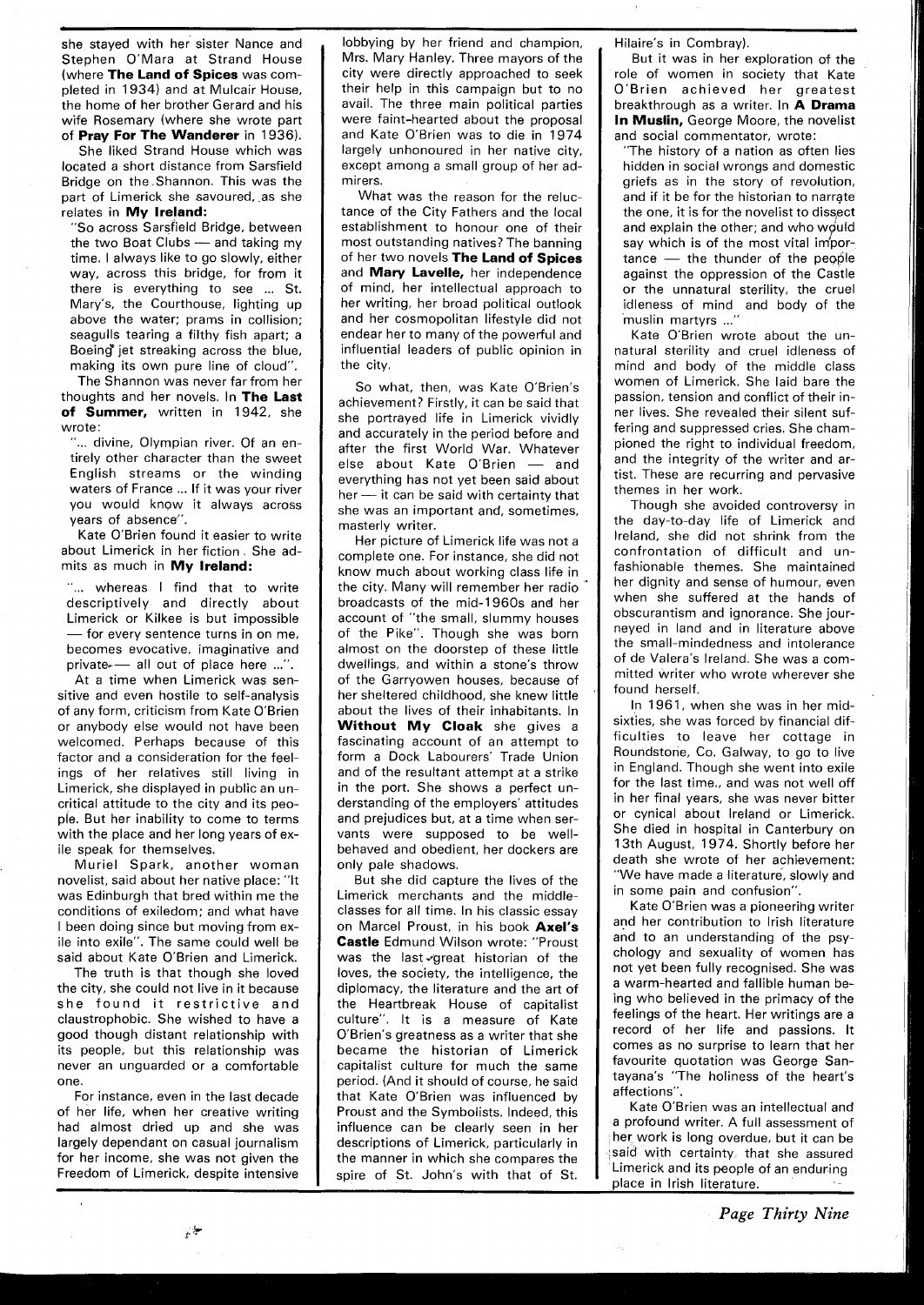she stayed with her sister Nance and Stephen O'Mara at Strand House (where **The Land of Spices** was completed in 1934) and at Mulcair House, the home of her brother Gerard and his wife Rosemary (where she wrote part of **Pray For The Wanderer** in 1936).

She liked Strand House which was located a short distance from Sarsfield Bridge on the Shannon. This was the part of Limerick she savoured, as she relates in **My Ireland:**

"So across Sarsfield Bridge, between the two Boat Clubs — and taking my time. I always like to go slowly, either way, across this bridge, for from it there is everything to see ... St. Mary's, the Courthouse, lighting up above the water; prams in collision; seagulls tearing a filthy fish apart; a Boeing jet streaking across the blue, making its own pure line of cloud".

The Shannon was never far from her thoughts and her novels. In **The Last of Summer,** written in 1942, she wrote:

"... divine, Olympian river. Of an entirely other character than the sweet English streams or the winding waters of France ... If it was your river you would know it always across years of absence".

Kate O'Brien found it easier to write about Limerick in her fiction. She admits as much in **My Ireland:**

"... whereas I find that to write descriptively and directly about Limerick or Kilkee is but impossible — for every sentence turns in on me, becomes evocative, imaginative and private — all out of place here ...".

At a time when Limerick was sensitive and even hostile to self-analysis of any form, criticism from Kate O'Brien or anybody else would not have been welcomed. Perhaps because of this factor and a consideration for the feelings of her relatives still living in Limerick, she displayed in public an uncritical attitude to the city and its people. But her inability to come to terms with the place and her long years of exile speak for themselves.

Muriel Spark, another woman novelist, said about her native place: "It was Edinburgh that bred within me the conditions of exiledom; and what have I been doing since but moving from exile into exile". The same could well be said about Kate O'Brien and Limerick.

The truth is that though she loved the city, she could not live in it because she found it restrictive and claustrophobic. She wished to have a good though distant relationship with its people, but this relationship was never an unguarded or a comfortable one.

For instance, even in the last decade of her life, when her creative writing had almost dried up and she was largely dependant on casual journalism for her income, she was not given the Freedom of Limerick, despite intensive lobbying by her friend and champion, Mrs. Mary Hanley. Three mayors of the city were directly approached to seek their help in this campaign but to no avail. The three main political parties were faint-hearted about the proposal and Kate O'Brien was to die in 1974 largely unhonoured in her native city, except among a small group of her admirers.

What was the reason for the reluctance of the City Fathers and the local establishment to honour one of their most outstanding natives? The banning of her two novels **The Land of Spices** and **Mary Lavelle,** her independence of mind, her intellectual approach to her writing, her broad political outlook and her cosmopolitan lifestyle did not endear her to many of the powerful and influential leaders of public opinion in the city.

So what, then, was Kate O'Brien's achievement? Firstly, it can be said that she portrayed life in Limerick vividly and accurately in the period before and after the first World War. Whatever else about Kate O'Brien — and everything has not yet been said about her — it can be said with certainty that she was an important and, sometimes, masterly writer.

Her picture of Limerick life was not a complete one. For instance, she did not know much about working class life in the city. Many will remember her radio broadcasts of the mid-1960s and her account of "the small, slummy houses of the Pike". Though she was born almost on the doorstep of these little dwellings, and within a stone's throw of the Garryowen houses, because of her sheltered childhood, she knew little about the lives of their inhabitants. In **Without My Cloak** she gives a fascinating account of an attempt to form a Dock Labourers' Trade Union and of the resultant attempt at a strike in the port. She shows a perfect understanding of the employers' attitudes and prejudices but, at a time when servants were supposed to be well-behaved and obedient, her dockers are only pale shadows.

But she did capture the lives of the Limerick merchants and the middle-classes for all time. In his classic essay on Marcel Proust, in his book **Axel's Castle** Edmund Wilson wrote: "Proust was the last great historian of the loves, the society, the intelligence, the diplomacy, the literature and the art of the Heartbreak House of capitalist culture". It is a measure of Kate O'Brien's greatness as a writer that she became the historian of Limerick capitalist culture for much the same period. (And it should of course, be said that Kate O'Brien was influenced by Proust and the Symbolists. Indeed, this influence can be clearly seen in her descriptions of Limerick, particularly in the manner in which she compares the spire of St. John's with that of St. Hilaire's in Combray).

But it was in her exploration of the role of women in society that Kate O'Brien achieved her greatest breakthrough as a writer. In **A Drama In Muslin,** George Moore, the novelist and social commentator, wrote:

"The history of a nation as often lies hidden in social wrongs and domestic griefs as in the story of revolution, and if it be for the historian to narrate the one, it is for the novelist to dissect and explain the other; and who would say which is of the most vital importance — the thunder of the people against the oppression of the Castle or the unnatural sterility, the cruel idleness of mind and body of the muslin martyrs ..."

Kate O'Brien wrote about the unnatural sterility and cruel idleness of mind and body of the middle class women of Limerick. She laid bare the passion, tension and conflict of their inner lives. She revealed their silent suffering and suppressed cries. She championed the right to individual freedom, and the integrity of the writer and artist. These are recurring and pervasive themes in her work.

Though she avoided controversy in the day-to-day life of Limerick and Ireland, she did not shrink from the confrontation of difficult and unfashionable themes. She maintained her dignity and sense of humour, even when she suffered at the hands of obscurantism and ignorance. She journeyed in land and in literature above the small-mindedness and intolerance of de Valera's Ireland. She was a committed writer who wrote wherever she found herself.

In 1961, when she was in her mid-sixties, she was forced by financial difficulties to leave her cottage in Roundstone, Co. Galway, to go to live in England. Though she went into exile for the last time, and was not well off in her final years, she was never bitter or cynical about Ireland or Limerick. She died in hospital in Canterbury on 13th August, 1974. Shortly before her death she wrote of her achievement: "We have made a literature, slowly and in some pain and confusion".

Kate O'Brien was a pioneering writer and her contribution to Irish literature and to an understanding of the psychology and sexuality of women has not yet been fully recognised. She was a warm-hearted and fallible human being who believed in the primacy of the feelings of the heart. Her writings are a record of her life and passions. It comes as no surprise to learn that her favourite quotation was George Santayana's "The holiness of the heart's affections".

Kate O'Brien was an intellectual and a profound writer. A full assessment of her work is long overdue, but it can be said with certainty that she assured Limerick and its people of an enduring place in Irish literature.